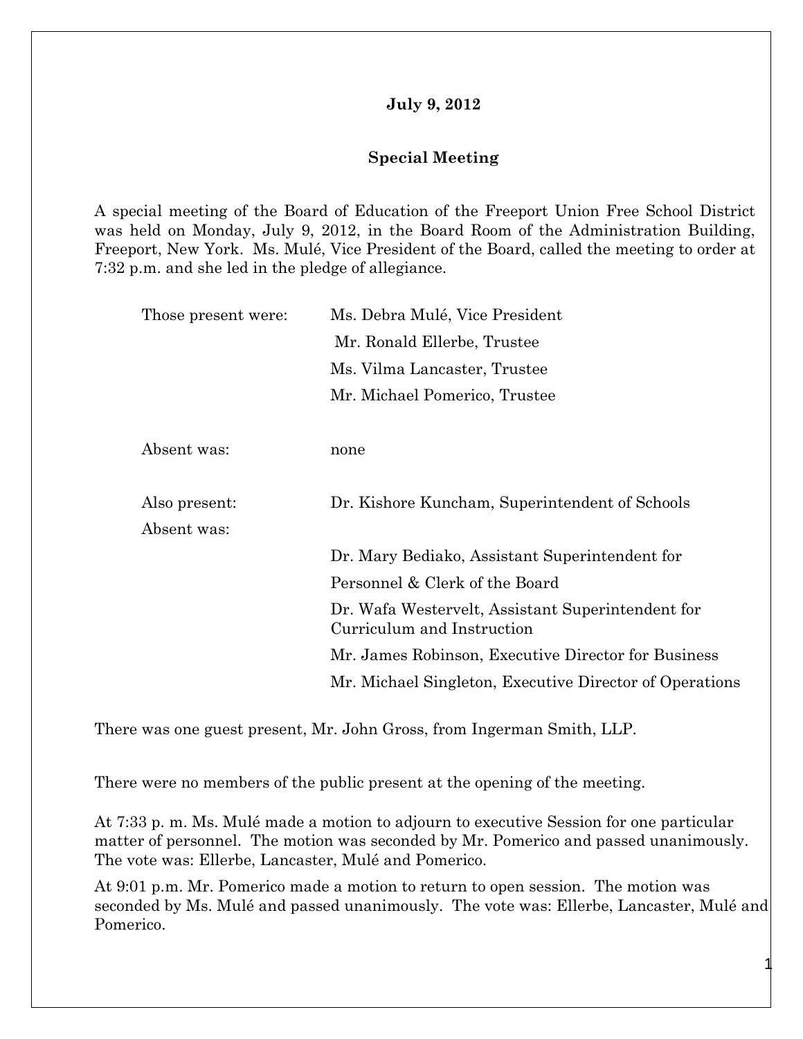**July 9, 2012**

**Special Meeting**

A special meeting of the Board of Education of the Freeport Union Free School District was held on Monday, July 9, 2012, in the Board Room of the Administration Building, Freeport, New York. Ms. Mulé, Vice President of the Board, called the meeting to order at 7:32 p.m. and she led in the pledge of allegiance.

| | |
|---|---|
| Those present were: | Ms. Debra Mulé, Vice President |
| | Mr. Ronald Ellerbe, Trustee |
| | Ms. Vilma Lancaster, Trustee |
| | Mr. Michael Pomerico, Trustee |
| | |
| Absent was: | none |
| | |
| Also present: | Dr. Kishore Kuncham, Superintendent of Schools |
| Absent was: | |
| | Dr. Mary Bediako, Assistant Superintendent for Personnel & Clerk of the Board |
| | Dr. Wafa Westervelt, Assistant Superintendent for Curriculum and Instruction |
| | Mr. James Robinson, Executive Director for Business |
| | Mr. Michael Singleton, Executive Director of Operations |

There was one guest present, Mr. John Gross, from Ingerman Smith, LLP.

There were no members of the public present at the opening of the meeting.

At 7:33 p. m. Ms. Mulé made a motion to adjourn to executive Session for one particular matter of personnel. The motion was seconded by Mr. Pomerico and passed unanimously. The vote was: Ellerbe, Lancaster, Mulé and Pomerico.

At 9:01 p.m. Mr. Pomerico made a motion to return to open session. The motion was seconded by Ms. Mulé and passed unanimously. The vote was: Ellerbe, Lancaster, Mulé and Pomerico.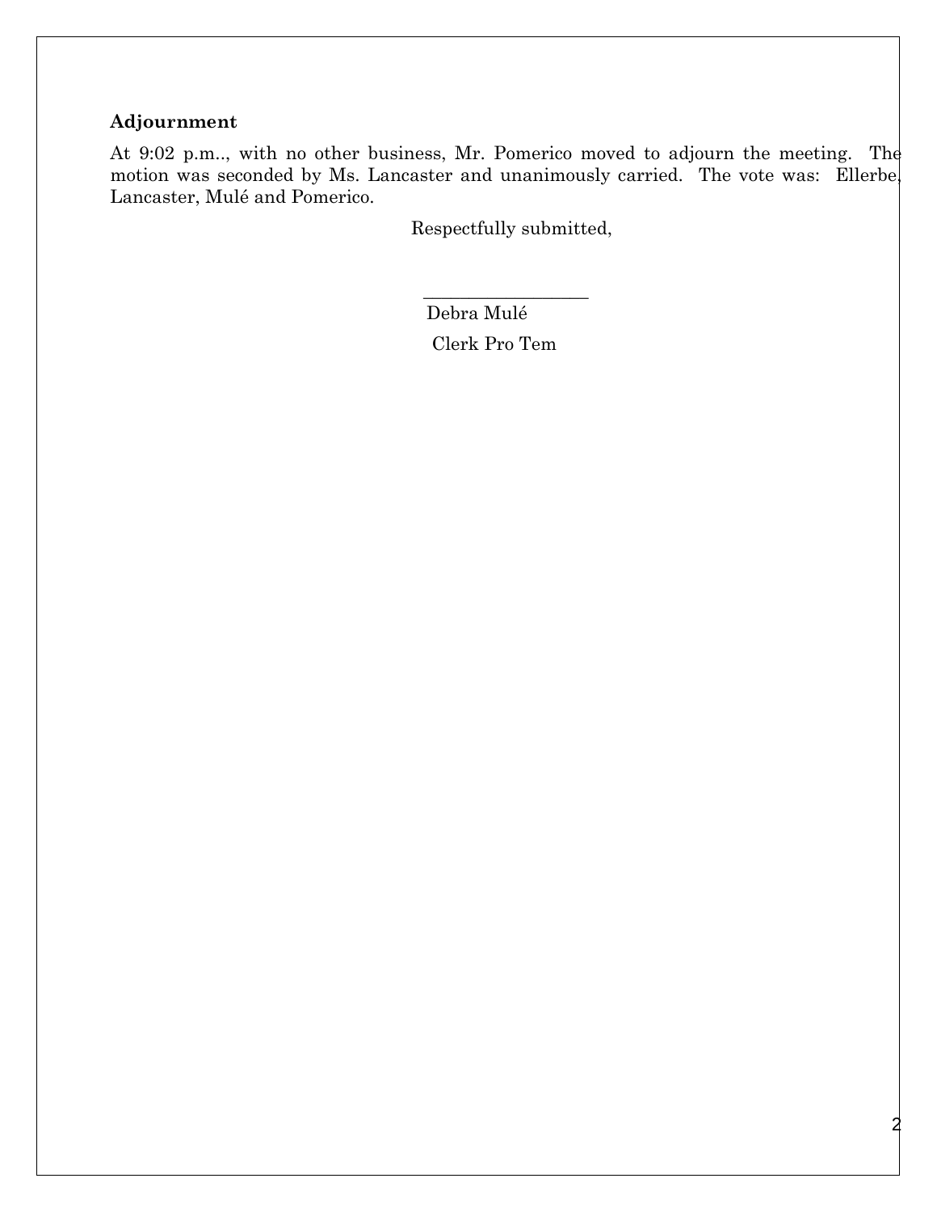**Adjournment**

At 9:02 p.m.., with no other business, Mr. Pomerico moved to adjourn the meeting. The motion was seconded by Ms. Lancaster and unanimously carried. The vote was: Ellerbe, Lancaster, Mulé and Pomerico.

Respectfully submitted,

\_\_\_\_\_\_\_\_\_\_\_\_\_\_\_\_\_\_

Debra Mulé

Clerk Pro Tem